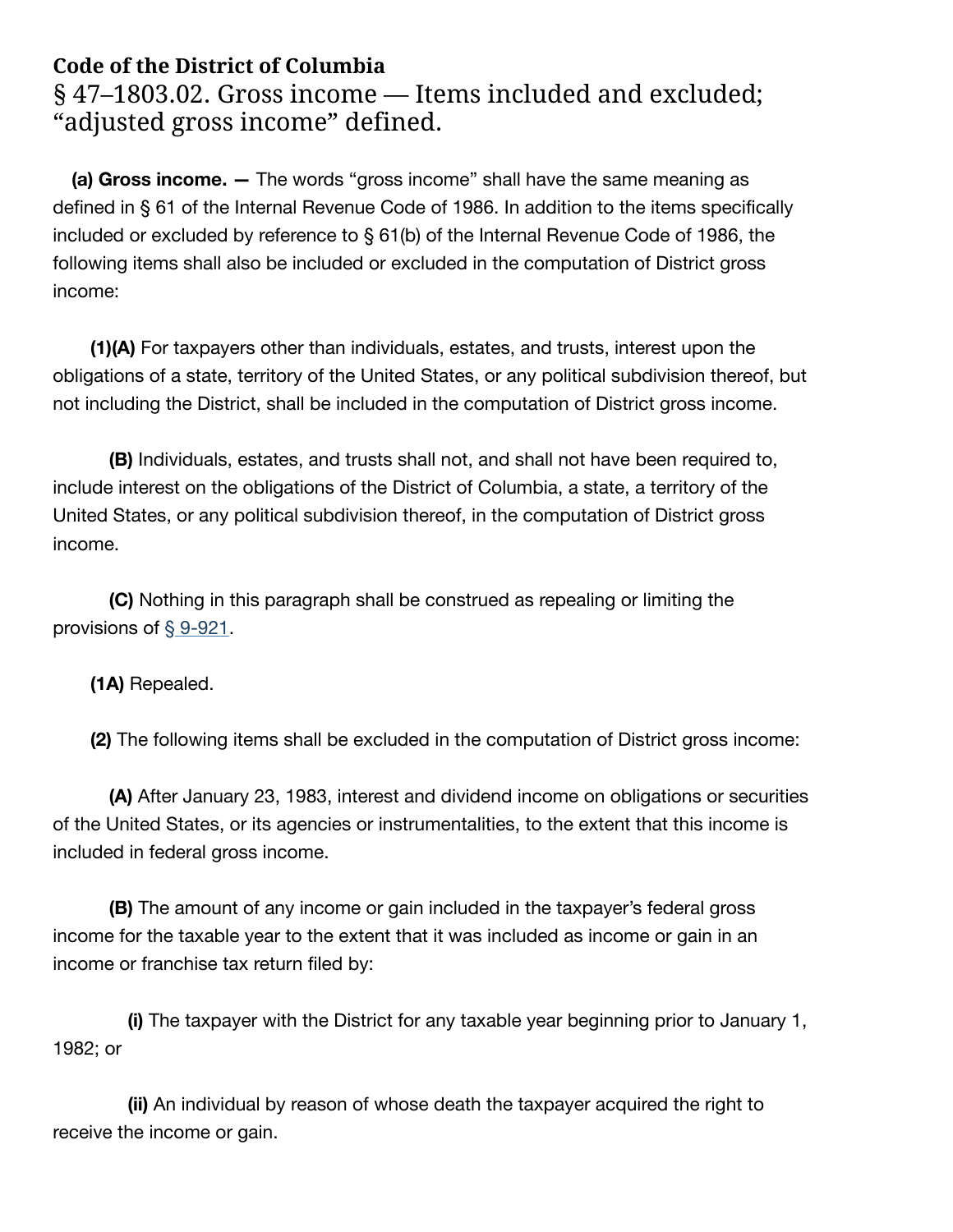**Code of the District of Columbia**

# § 47–1803.02. Gross income — Items included and excluded; "adjusted gross income" defined.

**(a) Gross income. —** The words "gross income" shall have the same meaning as defined in § 61 of the Internal Revenue Code of 1986. In addition to the items specifically included or excluded by reference to § 61(b) of the Internal Revenue Code of 1986, the following items shall also be included or excluded in the computation of District gross income:

**(1)(A)** For taxpayers other than individuals, estates, and trusts, interest upon the obligations of a state, territory of the United States, or any political subdivision thereof, but not including the District, shall be included in the computation of District gross income.

**(B)** Individuals, estates, and trusts shall not, and shall not have been required to, include interest on the obligations of the District of Columbia, a state, a territory of the United States, or any political subdivision thereof, in the computation of District gross income.

**(C)** Nothing in this paragraph shall be construed as repealing or limiting the provisions of § 9-921.

**(1A)** Repealed.

**(2)** The following items shall be excluded in the computation of District gross income:

**(A)** After January 23, 1983, interest and dividend income on obligations or securities of the United States, or its agencies or instrumentalities, to the extent that this income is included in federal gross income.

**(B)** The amount of any income or gain included in the taxpayer's federal gross income for the taxable year to the extent that it was included as income or gain in an income or franchise tax return filed by:

**(i)** The taxpayer with the District for any taxable year beginning prior to January 1, 1982; or

**(ii)** An individual by reason of whose death the taxpayer acquired the right to receive the income or gain.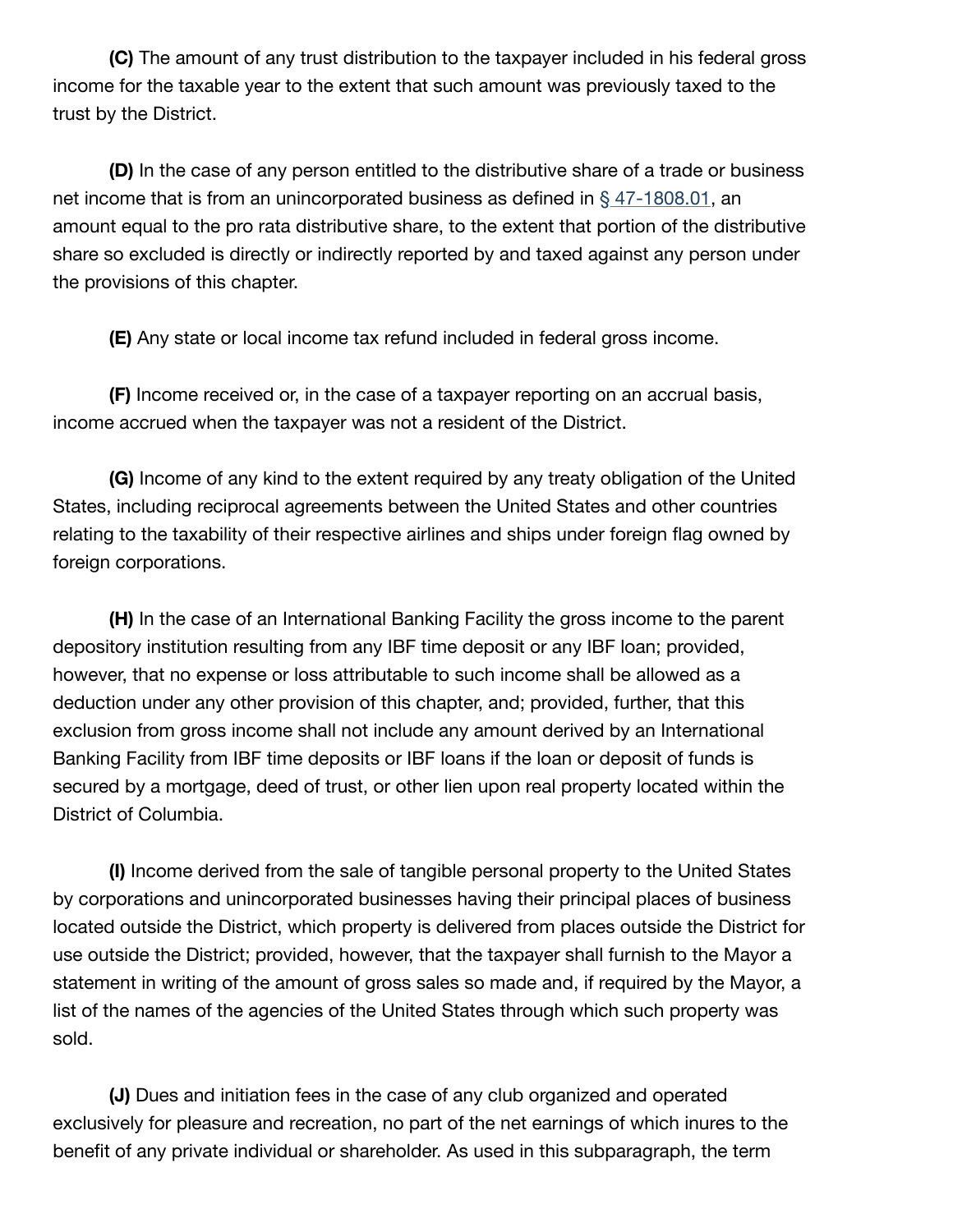**(C)** The amount of any trust distribution to the taxpayer included in his federal gross income for the taxable year to the extent that such amount was previously taxed to the trust by the District.

**(D)** In the case of any person entitled to the distributive share of a trade or business net income that is from an unincorporated business as defined in § 47-1808.01, an amount equal to the pro rata distributive share, to the extent that portion of the distributive share so excluded is directly or indirectly reported by and taxed against any person under the provisions of this chapter.

**(E)** Any state or local income tax refund included in federal gross income.

**(F)** Income received or, in the case of a taxpayer reporting on an accrual basis, income accrued when the taxpayer was not a resident of the District.

**(G)** Income of any kind to the extent required by any treaty obligation of the United States, including reciprocal agreements between the United States and other countries relating to the taxability of their respective airlines and ships under foreign flag owned by foreign corporations.

**(H)** In the case of an International Banking Facility the gross income to the parent depository institution resulting from any IBF time deposit or any IBF loan; provided, however, that no expense or loss attributable to such income shall be allowed as a deduction under any other provision of this chapter, and; provided, further, that this exclusion from gross income shall not include any amount derived by an International Banking Facility from IBF time deposits or IBF loans if the loan or deposit of funds is secured by a mortgage, deed of trust, or other lien upon real property located within the District of Columbia.

**(I)** Income derived from the sale of tangible personal property to the United States by corporations and unincorporated businesses having their principal places of business located outside the District, which property is delivered from places outside the District for use outside the District; provided, however, that the taxpayer shall furnish to the Mayor a statement in writing of the amount of gross sales so made and, if required by the Mayor, a list of the names of the agencies of the United States through which such property was sold.

**(J)** Dues and initiation fees in the case of any club organized and operated exclusively for pleasure and recreation, no part of the net earnings of which inures to the benefit of any private individual or shareholder. As used in this subparagraph, the term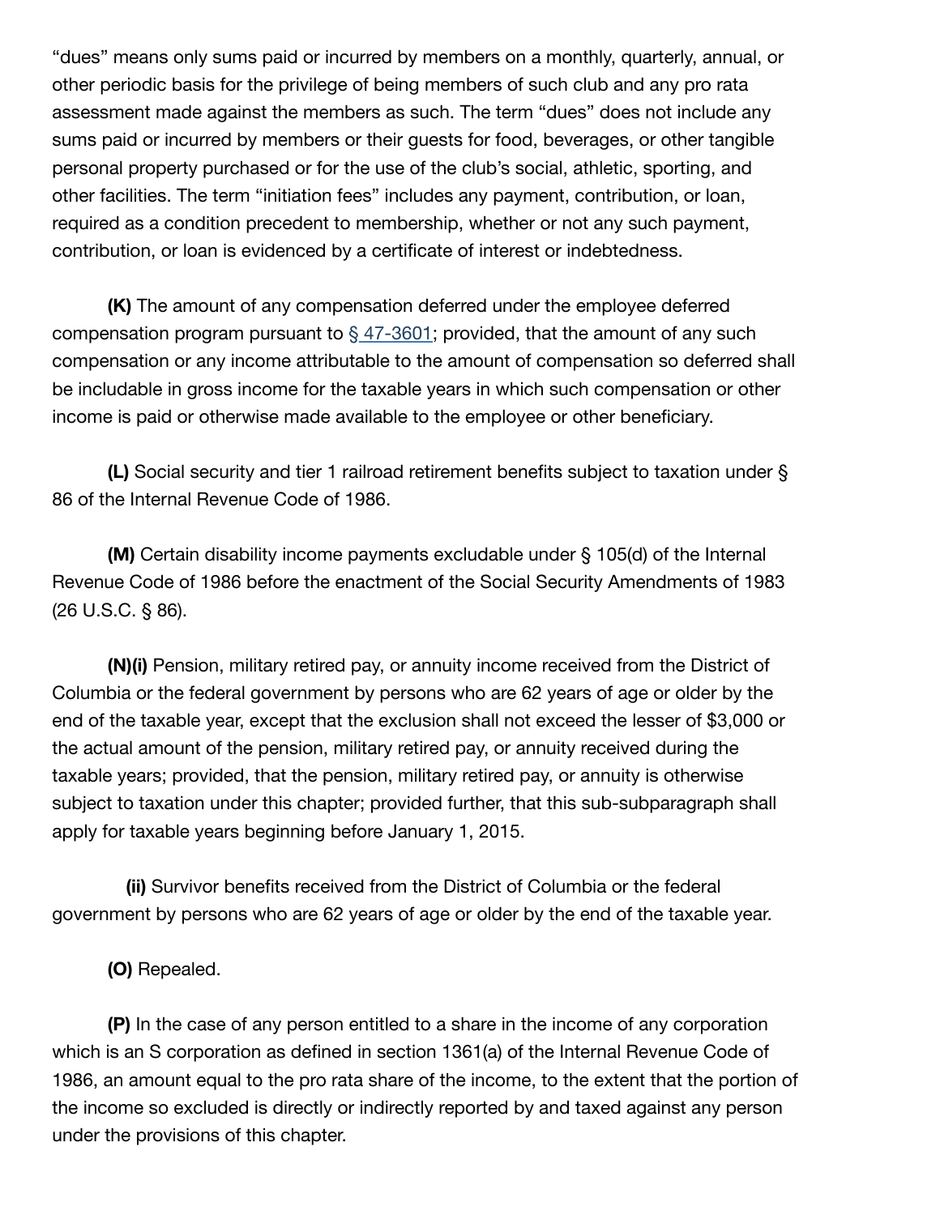"dues" means only sums paid or incurred by members on a monthly, quarterly, annual, or other periodic basis for the privilege of being members of such club and any pro rata assessment made against the members as such. The term "dues" does not include any sums paid or incurred by members or their guests for food, beverages, or other tangible personal property purchased or for the use of the club's social, athletic, sporting, and other facilities. The term "initiation fees" includes any payment, contribution, or loan, required as a condition precedent to membership, whether or not any such payment, contribution, or loan is evidenced by a certificate of interest or indebtedness.

**(K)** The amount of any compensation deferred under the employee deferred compensation program pursuant to § 47-3601; provided, that the amount of any such compensation or any income attributable to the amount of compensation so deferred shall be includable in gross income for the taxable years in which such compensation or other income is paid or otherwise made available to the employee or other beneficiary.

**(L)** Social security and tier 1 railroad retirement benefits subject to taxation under § 86 of the Internal Revenue Code of 1986.

**(M)** Certain disability income payments excludable under § 105(d) of the Internal Revenue Code of 1986 before the enactment of the Social Security Amendments of 1983 (26 U.S.C. § 86).

**(N)(i)** Pension, military retired pay, or annuity income received from the District of Columbia or the federal government by persons who are 62 years of age or older by the end of the taxable year, except that the exclusion shall not exceed the lesser of $3,000 or the actual amount of the pension, military retired pay, or annuity received during the taxable years; provided, that the pension, military retired pay, or annuity is otherwise subject to taxation under this chapter; provided further, that this sub-subparagraph shall apply for taxable years beginning before January 1, 2015.

**(ii)** Survivor benefits received from the District of Columbia or the federal government by persons who are 62 years of age or older by the end of the taxable year.

**(O)** Repealed.

**(P)** In the case of any person entitled to a share in the income of any corporation which is an S corporation as defined in section 1361(a) of the Internal Revenue Code of 1986, an amount equal to the pro rata share of the income, to the extent that the portion of the income so excluded is directly or indirectly reported by and taxed against any person under the provisions of this chapter.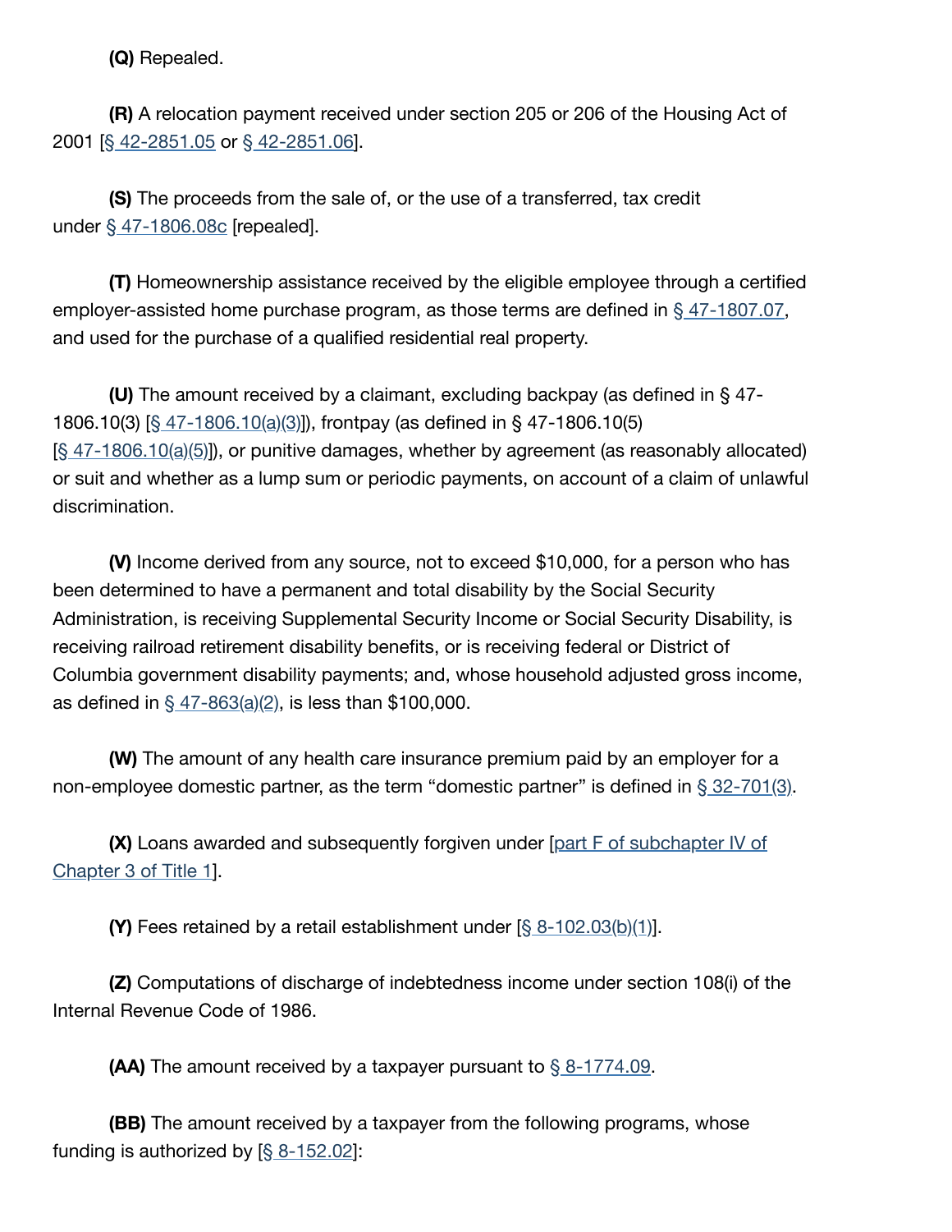**(Q)** Repealed.

**(R)** A relocation payment received under section 205 or 206 of the Housing Act of 2001 [§ 42-2851.05 or § 42-2851.06].

**(S)** The proceeds from the sale of, or the use of a transferred, tax credit under § 47-1806.08c [repealed].

**(T)** Homeownership assistance received by the eligible employee through a certified employer-assisted home purchase program, as those terms are defined in § 47-1807.07, and used for the purchase of a qualified residential real property.

**(U)** The amount received by a claimant, excluding backpay (as defined in § 47-1806.10(3) [§ 47-1806.10(a)(3)]), frontpay (as defined in § 47-1806.10(5) [§ 47-1806.10(a)(5)]), or punitive damages, whether by agreement (as reasonably allocated) or suit and whether as a lump sum or periodic payments, on account of a claim of unlawful discrimination.

**(V)** Income derived from any source, not to exceed $10,000, for a person who has been determined to have a permanent and total disability by the Social Security Administration, is receiving Supplemental Security Income or Social Security Disability, is receiving railroad retirement disability benefits, or is receiving federal or District of Columbia government disability payments; and, whose household adjusted gross income, as defined in § 47-863(a)(2), is less than $100,000.

**(W)** The amount of any health care insurance premium paid by an employer for a non-employee domestic partner, as the term "domestic partner" is defined in § 32-701(3).

**(X)** Loans awarded and subsequently forgiven under [part F of subchapter IV of Chapter 3 of Title 1].

**(Y)** Fees retained by a retail establishment under [§ 8-102.03(b)(1)].

**(Z)** Computations of discharge of indebtedness income under section 108(i) of the Internal Revenue Code of 1986.

**(AA)** The amount received by a taxpayer pursuant to § 8-1774.09.

**(BB)** The amount received by a taxpayer from the following programs, whose funding is authorized by [§ 8-152.02]: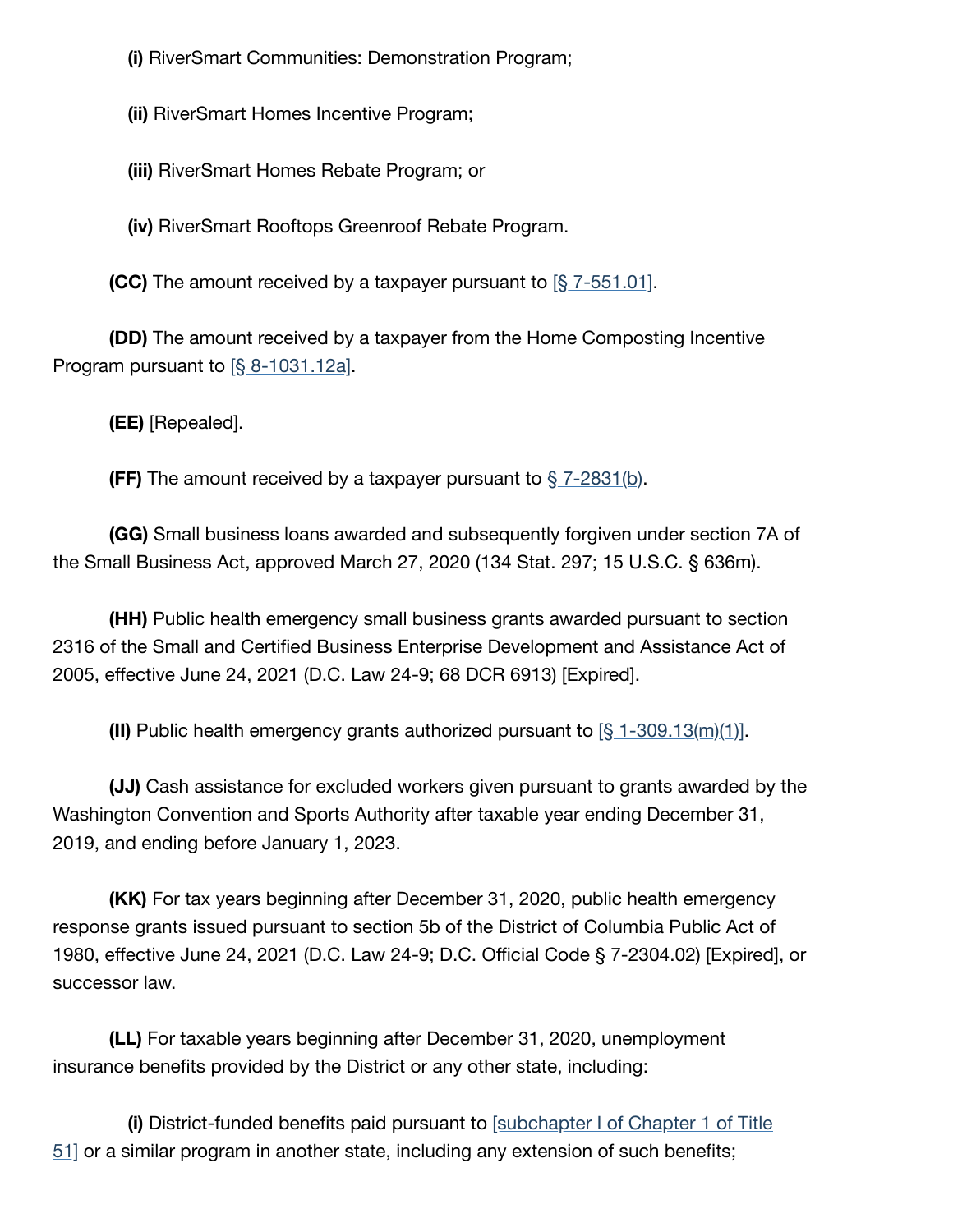**(i)** RiverSmart Communities: Demonstration Program;

**(ii)** RiverSmart Homes Incentive Program;

**(iii)** RiverSmart Homes Rebate Program; or

**(iv)** RiverSmart Rooftops Greenroof Rebate Program.

**(CC)** The amount received by a taxpayer pursuant to [§ 7-551.01].

**(DD)** The amount received by a taxpayer from the Home Composting Incentive Program pursuant to [§ 8-1031.12a].

**(EE)** [Repealed].

**(FF)** The amount received by a taxpayer pursuant to § 7-2831(b).

**(GG)** Small business loans awarded and subsequently forgiven under section 7A of the Small Business Act, approved March 27, 2020 (134 Stat. 297; 15 U.S.C. § 636m).

**(HH)** Public health emergency small business grants awarded pursuant to section 2316 of the Small and Certified Business Enterprise Development and Assistance Act of 2005, effective June 24, 2021 (D.C. Law 24-9; 68 DCR 6913) [Expired].

**(II)** Public health emergency grants authorized pursuant to [§ 1-309.13(m)(1)].

**(JJ)** Cash assistance for excluded workers given pursuant to grants awarded by the Washington Convention and Sports Authority after taxable year ending December 31, 2019, and ending before January 1, 2023.

**(KK)** For tax years beginning after December 31, 2020, public health emergency response grants issued pursuant to section 5b of the District of Columbia Public Act of 1980, effective June 24, 2021 (D.C. Law 24-9; D.C. Official Code § 7-2304.02) [Expired], or successor law.

**(LL)** For taxable years beginning after December 31, 2020, unemployment insurance benefits provided by the District or any other state, including:

**(i)** District-funded benefits paid pursuant to [subchapter I of Chapter 1 of Title 51] or a similar program in another state, including any extension of such benefits;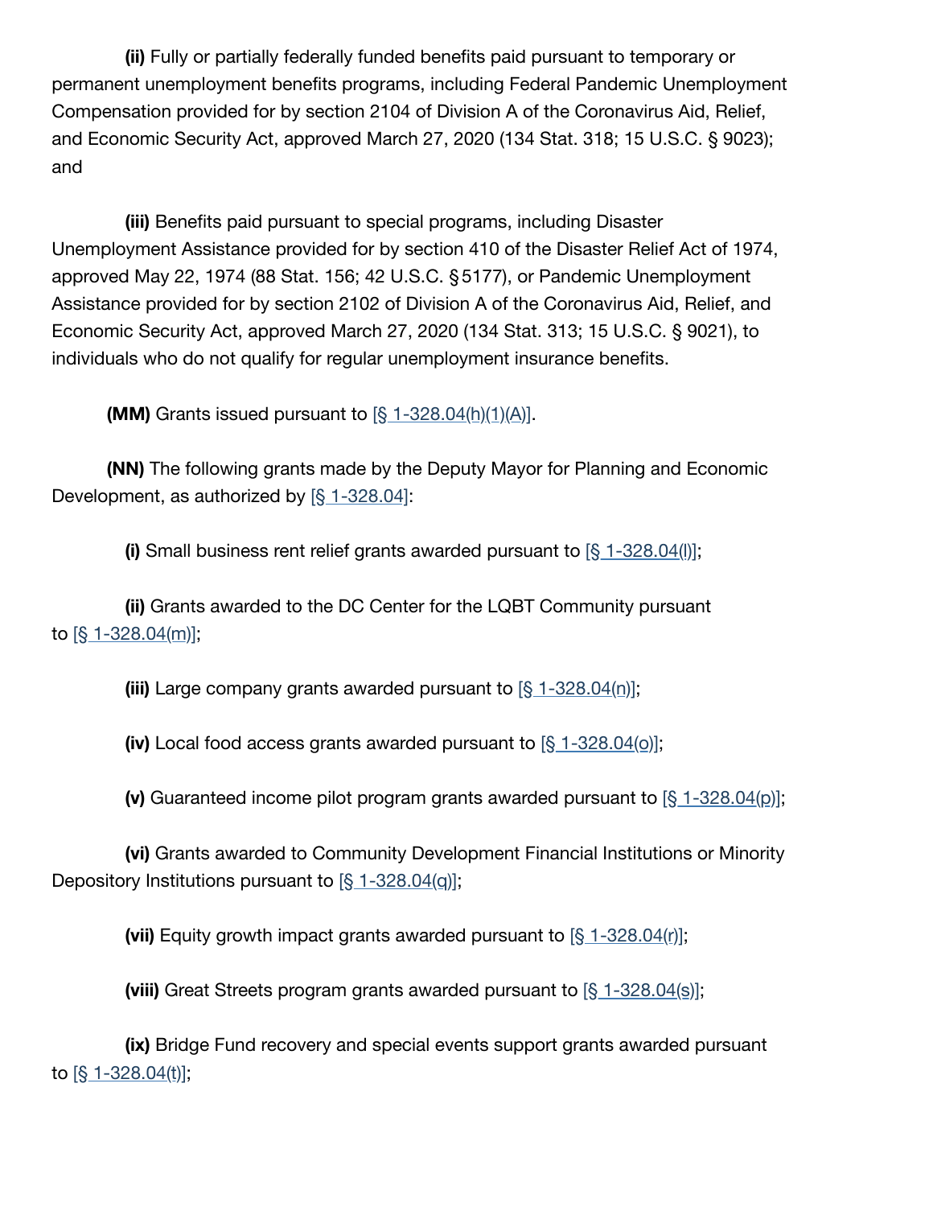**(ii)** Fully or partially federally funded benefits paid pursuant to temporary or permanent unemployment benefits programs, including Federal Pandemic Unemployment Compensation provided for by section 2104 of Division A of the Coronavirus Aid, Relief, and Economic Security Act, approved March 27, 2020 (134 Stat. 318; 15 U.S.C. § 9023); and

**(iii)** Benefits paid pursuant to special programs, including Disaster Unemployment Assistance provided for by section 410 of the Disaster Relief Act of 1974, approved May 22, 1974 (88 Stat. 156; 42 U.S.C. §5177), or Pandemic Unemployment Assistance provided for by section 2102 of Division A of the Coronavirus Aid, Relief, and Economic Security Act, approved March 27, 2020 (134 Stat. 313; 15 U.S.C. § 9021), to individuals who do not qualify for regular unemployment insurance benefits.

**(MM)** Grants issued pursuant to [§ 1-328.04(h)(1)(A)].

**(NN)** The following grants made by the Deputy Mayor for Planning and Economic Development, as authorized by [§ 1-328.04]:

**(i)** Small business rent relief grants awarded pursuant to [§ 1-328.04(l)];

**(ii)** Grants awarded to the DC Center for the LQBT Community pursuant to [§ 1-328.04(m)];

**(iii)** Large company grants awarded pursuant to [§ 1-328.04(n)];

**(iv)** Local food access grants awarded pursuant to [§ 1-328.04(o)];

**(v)** Guaranteed income pilot program grants awarded pursuant to [§ 1-328.04(p)];

**(vi)** Grants awarded to Community Development Financial Institutions or Minority Depository Institutions pursuant to [§ 1-328.04(q)];

**(vii)** Equity growth impact grants awarded pursuant to [§ 1-328.04(r)];

**(viii)** Great Streets program grants awarded pursuant to [§ 1-328.04(s)];

**(ix)** Bridge Fund recovery and special events support grants awarded pursuant to [§ 1-328.04(t)];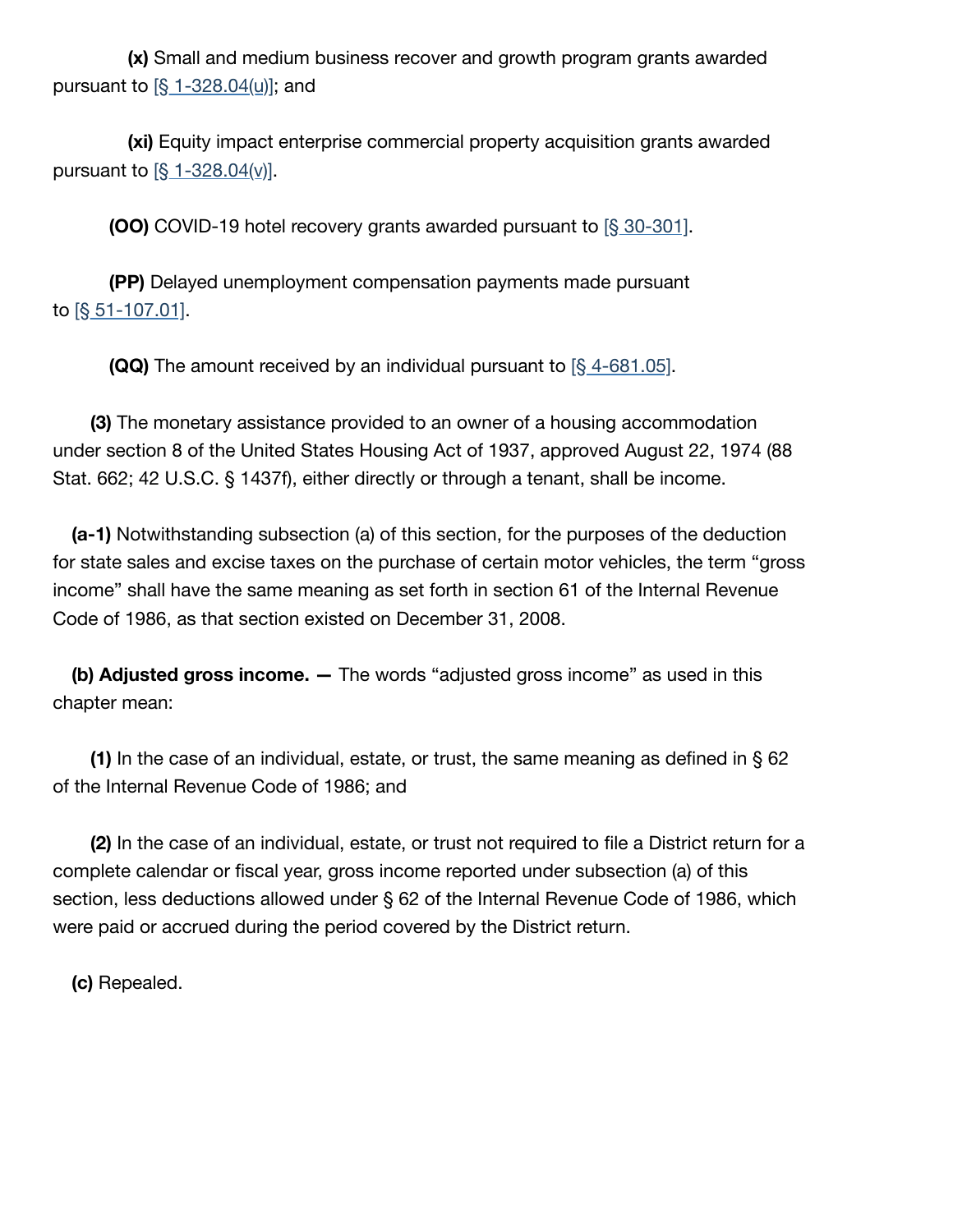**(x)** Small and medium business recover and growth program grants awarded pursuant to [§ 1-328.04(u)]; and

**(xi)** Equity impact enterprise commercial property acquisition grants awarded pursuant to [§ 1-328.04(v)].

**(OO)** COVID-19 hotel recovery grants awarded pursuant to [§ 30-301].

**(PP)** Delayed unemployment compensation payments made pursuant to [§ 51-107.01].

**(QQ)** The amount received by an individual pursuant to [§ 4-681.05].

**(3)** The monetary assistance provided to an owner of a housing accommodation under section 8 of the United States Housing Act of 1937, approved August 22, 1974 (88 Stat. 662; 42 U.S.C. § 1437f), either directly or through a tenant, shall be income.

**(a-1)** Notwithstanding subsection (a) of this section, for the purposes of the deduction for state sales and excise taxes on the purchase of certain motor vehicles, the term "gross income" shall have the same meaning as set forth in section 61 of the Internal Revenue Code of 1986, as that section existed on December 31, 2008.

**(b) Adjusted gross income. —** The words "adjusted gross income" as used in this chapter mean:

**(1)** In the case of an individual, estate, or trust, the same meaning as defined in § 62 of the Internal Revenue Code of 1986; and

**(2)** In the case of an individual, estate, or trust not required to file a District return for a complete calendar or fiscal year, gross income reported under subsection (a) of this section, less deductions allowed under § 62 of the Internal Revenue Code of 1986, which were paid or accrued during the period covered by the District return.

**(c)** Repealed.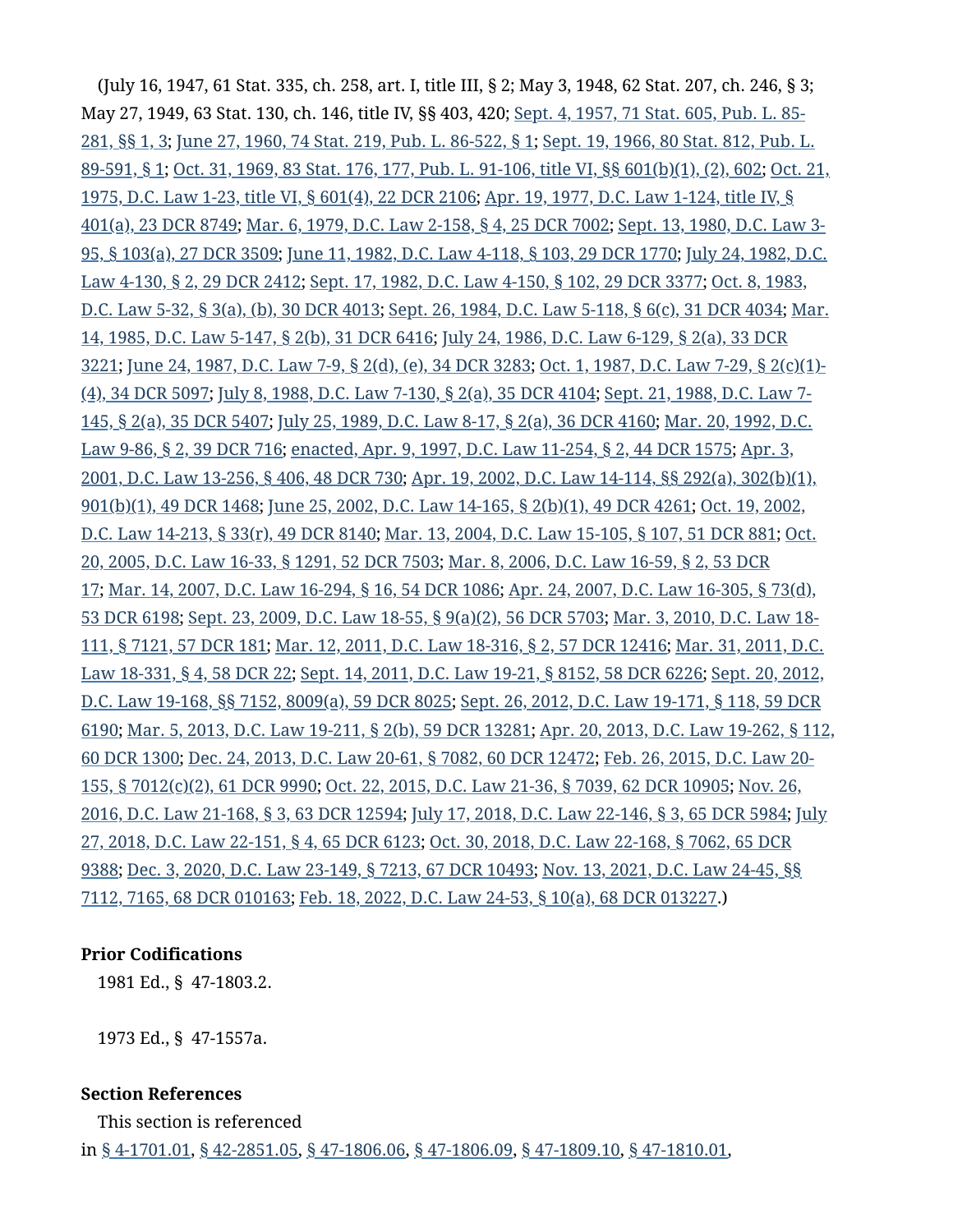(July 16, 1947, 61 Stat. 335, ch. 258, art. I, title III, § 2; May 3, 1948, 62 Stat. 207, ch. 246, § 3; May 27, 1949, 63 Stat. 130, ch. 146, title IV, §§ 403, 420; Sept. 4, 1957, 71 Stat. 605, Pub. L. 85-281, §§ 1, 3; June 27, 1960, 74 Stat. 219, Pub. L. 86-522, § 1; Sept. 19, 1966, 80 Stat. 812, Pub. L. 89-591, § 1; Oct. 31, 1969, 83 Stat. 176, 177, Pub. L. 91-106, title VI, §§ 601(b)(1), (2), 602; Oct. 21, 1975, D.C. Law 1-23, title VI, § 601(4), 22 DCR 2106; Apr. 19, 1977, D.C. Law 1-124, title IV, § 401(a), 23 DCR 8749; Mar. 6, 1979, D.C. Law 2-158, § 4, 25 DCR 7002; Sept. 13, 1980, D.C. Law 3-95, § 103(a), 27 DCR 3509; June 11, 1982, D.C. Law 4-118, § 103, 29 DCR 1770; July 24, 1982, D.C. Law 4-130, § 2, 29 DCR 2412; Sept. 17, 1982, D.C. Law 4-150, § 102, 29 DCR 3377; Oct. 8, 1983, D.C. Law 5-32, § 3(a), (b), 30 DCR 4013; Sept. 26, 1984, D.C. Law 5-118, § 6(c), 31 DCR 4034; Mar. 14, 1985, D.C. Law 5-147, § 2(b), 31 DCR 6416; July 24, 1986, D.C. Law 6-129, § 2(a), 33 DCR 3221; June 24, 1987, D.C. Law 7-9, § 2(d), (e), 34 DCR 3283; Oct. 1, 1987, D.C. Law 7-29, § 2(c)(1)-(4), 34 DCR 5097; July 8, 1988, D.C. Law 7-130, § 2(a), 35 DCR 4104; Sept. 21, 1988, D.C. Law 7-145, § 2(a), 35 DCR 5407; July 25, 1989, D.C. Law 8-17, § 2(a), 36 DCR 4160; Mar. 20, 1992, D.C. Law 9-86, § 2, 39 DCR 716; enacted, Apr. 9, 1997, D.C. Law 11-254, § 2, 44 DCR 1575; Apr. 3, 2001, D.C. Law 13-256, § 406, 48 DCR 730; Apr. 19, 2002, D.C. Law 14-114, §§ 292(a), 302(b)(1), 901(b)(1), 49 DCR 1468; June 25, 2002, D.C. Law 14-165, § 2(b)(1), 49 DCR 4261; Oct. 19, 2002, D.C. Law 14-213, § 33(r), 49 DCR 8140; Mar. 13, 2004, D.C. Law 15-105, § 107, 51 DCR 881; Oct. 20, 2005, D.C. Law 16-33, § 1291, 52 DCR 7503; Mar. 8, 2006, D.C. Law 16-59, § 2, 53 DCR 17; Mar. 14, 2007, D.C. Law 16-294, § 16, 54 DCR 1086; Apr. 24, 2007, D.C. Law 16-305, § 73(d), 53 DCR 6198; Sept. 23, 2009, D.C. Law 18-55, § 9(a)(2), 56 DCR 5703; Mar. 3, 2010, D.C. Law 18-111, § 7121, 57 DCR 181; Mar. 12, 2011, D.C. Law 18-316, § 2, 57 DCR 12416; Mar. 31, 2011, D.C. Law 18-331, § 4, 58 DCR 22; Sept. 14, 2011, D.C. Law 19-21, § 8152, 58 DCR 6226; Sept. 20, 2012, D.C. Law 19-168, §§ 7152, 8009(a), 59 DCR 8025; Sept. 26, 2012, D.C. Law 19-171, § 118, 59 DCR 6190; Mar. 5, 2013, D.C. Law 19-211, § 2(b), 59 DCR 13281; Apr. 20, 2013, D.C. Law 19-262, § 112, 60 DCR 1300; Dec. 24, 2013, D.C. Law 20-61, § 7082, 60 DCR 12472; Feb. 26, 2015, D.C. Law 20-155, § 7012(c)(2), 61 DCR 9990; Oct. 22, 2015, D.C. Law 21-36, § 7039, 62 DCR 10905; Nov. 26, 2016, D.C. Law 21-168, § 3, 63 DCR 12594; July 17, 2018, D.C. Law 22-146, § 3, 65 DCR 5984; July 27, 2018, D.C. Law 22-151, § 4, 65 DCR 6123; Oct. 30, 2018, D.C. Law 22-168, § 7062, 65 DCR 9388; Dec. 3, 2020, D.C. Law 23-149, § 7213, 67 DCR 10493; Nov. 13, 2021, D.C. Law 24-45, §§ 7112, 7165, 68 DCR 010163; Feb. 18, 2022, D.C. Law 24-53, § 10(a), 68 DCR 013227.)

### Prior Codifications

1981 Ed., § 47-1803.2.

1973 Ed., § 47-1557a.

### Section References

This section is referenced in § 4-1701.01, § 42-2851.05, § 47-1806.06, § 47-1806.09, § 47-1809.10, § 47-1810.01,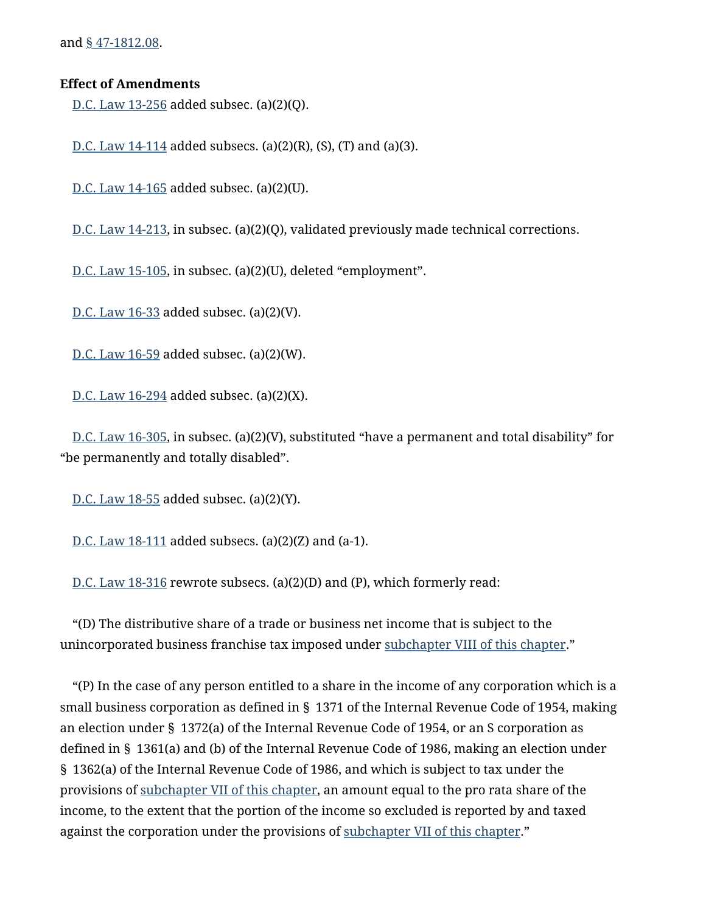and § 47-1812.08.

**Effect of Amendments**

D.C. Law 13-256 added subsec. (a)(2)(Q).

D.C. Law 14-114 added subsecs. (a)(2)(R), (S), (T) and (a)(3).

D.C. Law 14-165 added subsec. (a)(2)(U).

D.C. Law 14-213, in subsec. (a)(2)(Q), validated previously made technical corrections.

D.C. Law 15-105, in subsec. (a)(2)(U), deleted "employment".

D.C. Law 16-33 added subsec. (a)(2)(V).

D.C. Law 16-59 added subsec. (a)(2)(W).

D.C. Law 16-294 added subsec. (a)(2)(X).

D.C. Law 16-305, in subsec. (a)(2)(V), substituted "have a permanent and total disability" for "be permanently and totally disabled".

D.C. Law 18-55 added subsec. (a)(2)(Y).

D.C. Law 18-111 added subsecs. (a)(2)(Z) and (a-1).

D.C. Law 18-316 rewrote subsecs. (a)(2)(D) and (P), which formerly read:

"(D) The distributive share of a trade or business net income that is subject to the unincorporated business franchise tax imposed under subchapter VIII of this chapter."

"(P) In the case of any person entitled to a share in the income of any corporation which is a small business corporation as defined in § 1371 of the Internal Revenue Code of 1954, making an election under § 1372(a) of the Internal Revenue Code of 1954, or an S corporation as defined in § 1361(a) and (b) of the Internal Revenue Code of 1986, making an election under § 1362(a) of the Internal Revenue Code of 1986, and which is subject to tax under the provisions of subchapter VII of this chapter, an amount equal to the pro rata share of the income, to the extent that the portion of the income so excluded is reported by and taxed against the corporation under the provisions of subchapter VII of this chapter."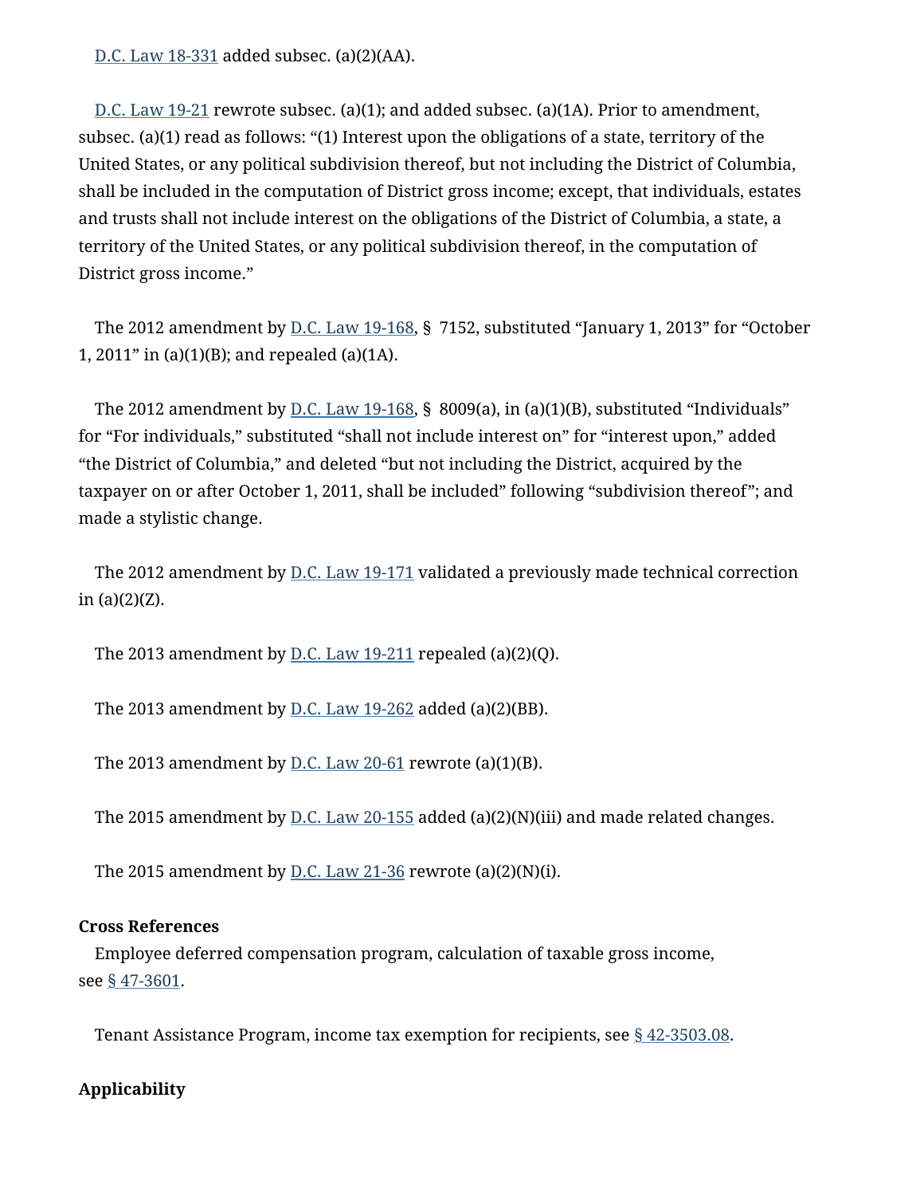D.C. Law 18-331 added subsec. (a)(2)(AA).

D.C. Law 19-21 rewrote subsec. (a)(1); and added subsec. (a)(1A). Prior to amendment, subsec. (a)(1) read as follows: "(1) Interest upon the obligations of a state, territory of the United States, or any political subdivision thereof, but not including the District of Columbia, shall be included in the computation of District gross income; except, that individuals, estates and trusts shall not include interest on the obligations of the District of Columbia, a state, a territory of the United States, or any political subdivision thereof, in the computation of District gross income."

The 2012 amendment by D.C. Law 19-168, § 7152, substituted "January 1, 2013" for "October 1, 2011" in (a)(1)(B); and repealed (a)(1A).

The 2012 amendment by D.C. Law 19-168, § 8009(a), in (a)(1)(B), substituted "Individuals" for "For individuals," substituted "shall not include interest on" for "interest upon," added "the District of Columbia," and deleted "but not including the District, acquired by the taxpayer on or after October 1, 2011, shall be included" following "subdivision thereof"; and made a stylistic change.

The 2012 amendment by D.C. Law 19-171 validated a previously made technical correction in (a)(2)(Z).

The 2013 amendment by D.C. Law 19-211 repealed (a)(2)(Q).

The 2013 amendment by D.C. Law 19-262 added (a)(2)(BB).

The 2013 amendment by D.C. Law 20-61 rewrote (a)(1)(B).

The 2015 amendment by D.C. Law 20-155 added (a)(2)(N)(iii) and made related changes.

The 2015 amendment by D.C. Law 21-36 rewrote (a)(2)(N)(i).

**Cross References**

Employee deferred compensation program, calculation of taxable gross income, see § 47-3601.

Tenant Assistance Program, income tax exemption for recipients, see § 42-3503.08.

**Applicability**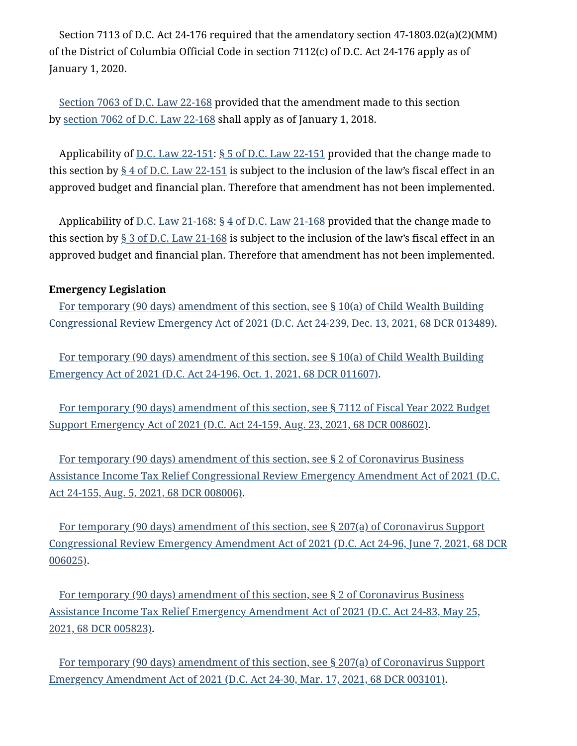Section 7113 of D.C. Act 24-176 required that the amendatory section 47-1803.02(a)(2)(MM) of the District of Columbia Official Code in section 7112(c) of D.C. Act 24-176 apply as of January 1, 2020.

Section 7063 of D.C. Law 22-168 provided that the amendment made to this section by section 7062 of D.C. Law 22-168 shall apply as of January 1, 2018.

Applicability of D.C. Law 22-151: § 5 of D.C. Law 22-151 provided that the change made to this section by § 4 of D.C. Law 22-151 is subject to the inclusion of the law's fiscal effect in an approved budget and financial plan. Therefore that amendment has not been implemented.

Applicability of D.C. Law 21-168: § 4 of D.C. Law 21-168 provided that the change made to this section by § 3 of D.C. Law 21-168 is subject to the inclusion of the law's fiscal effect in an approved budget and financial plan. Therefore that amendment has not been implemented.

**Emergency Legislation**

For temporary (90 days) amendment of this section, see § 10(a) of Child Wealth Building Congressional Review Emergency Act of 2021 (D.C. Act 24-239, Dec. 13, 2021, 68 DCR 013489).

For temporary (90 days) amendment of this section, see § 10(a) of Child Wealth Building Emergency Act of 2021 (D.C. Act 24-196, Oct. 1, 2021, 68 DCR 011607).

For temporary (90 days) amendment of this section, see § 7112 of Fiscal Year 2022 Budget Support Emergency Act of 2021 (D.C. Act 24-159, Aug. 23, 2021, 68 DCR 008602).

For temporary (90 days) amendment of this section, see § 2 of Coronavirus Business Assistance Income Tax Relief Congressional Review Emergency Amendment Act of 2021 (D.C. Act 24-155, Aug. 5, 2021, 68 DCR 008006).

For temporary (90 days) amendment of this section, see § 207(a) of Coronavirus Support Congressional Review Emergency Amendment Act of 2021 (D.C. Act 24-96, June 7, 2021, 68 DCR 006025).

For temporary (90 days) amendment of this section, see § 2 of Coronavirus Business Assistance Income Tax Relief Emergency Amendment Act of 2021 (D.C. Act 24-83, May 25, 2021, 68 DCR 005823).

For temporary (90 days) amendment of this section, see § 207(a) of Coronavirus Support Emergency Amendment Act of 2021 (D.C. Act 24-30, Mar. 17, 2021, 68 DCR 003101).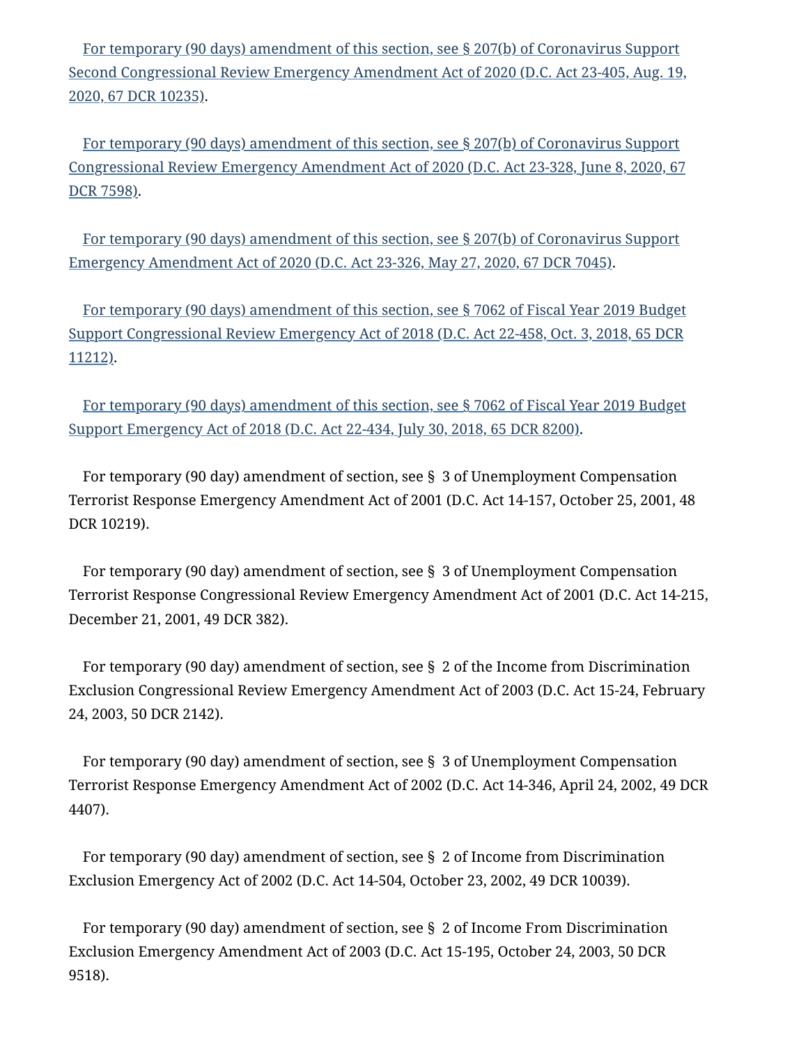For temporary (90 days) amendment of this section, see § 207(b) of Coronavirus Support Second Congressional Review Emergency Amendment Act of 2020 (D.C. Act 23-405, Aug. 19, 2020, 67 DCR 10235).

For temporary (90 days) amendment of this section, see § 207(b) of Coronavirus Support Congressional Review Emergency Amendment Act of 2020 (D.C. Act 23-328, June 8, 2020, 67 DCR 7598).

For temporary (90 days) amendment of this section, see § 207(b) of Coronavirus Support Emergency Amendment Act of 2020 (D.C. Act 23-326, May 27, 2020, 67 DCR 7045).

For temporary (90 days) amendment of this section, see § 7062 of Fiscal Year 2019 Budget Support Congressional Review Emergency Act of 2018 (D.C. Act 22-458, Oct. 3, 2018, 65 DCR 11212).

For temporary (90 days) amendment of this section, see § 7062 of Fiscal Year 2019 Budget Support Emergency Act of 2018 (D.C. Act 22-434, July 30, 2018, 65 DCR 8200).

For temporary (90 day) amendment of section, see § 3 of Unemployment Compensation Terrorist Response Emergency Amendment Act of 2001 (D.C. Act 14-157, October 25, 2001, 48 DCR 10219).

For temporary (90 day) amendment of section, see § 3 of Unemployment Compensation Terrorist Response Congressional Review Emergency Amendment Act of 2001 (D.C. Act 14-215, December 21, 2001, 49 DCR 382).

For temporary (90 day) amendment of section, see § 2 of the Income from Discrimination Exclusion Congressional Review Emergency Amendment Act of 2003 (D.C. Act 15-24, February 24, 2003, 50 DCR 2142).

For temporary (90 day) amendment of section, see § 3 of Unemployment Compensation Terrorist Response Emergency Amendment Act of 2002 (D.C. Act 14-346, April 24, 2002, 49 DCR 4407).

For temporary (90 day) amendment of section, see § 2 of Income from Discrimination Exclusion Emergency Act of 2002 (D.C. Act 14-504, October 23, 2002, 49 DCR 10039).

For temporary (90 day) amendment of section, see § 2 of Income From Discrimination Exclusion Emergency Amendment Act of 2003 (D.C. Act 15-195, October 24, 2003, 50 DCR 9518).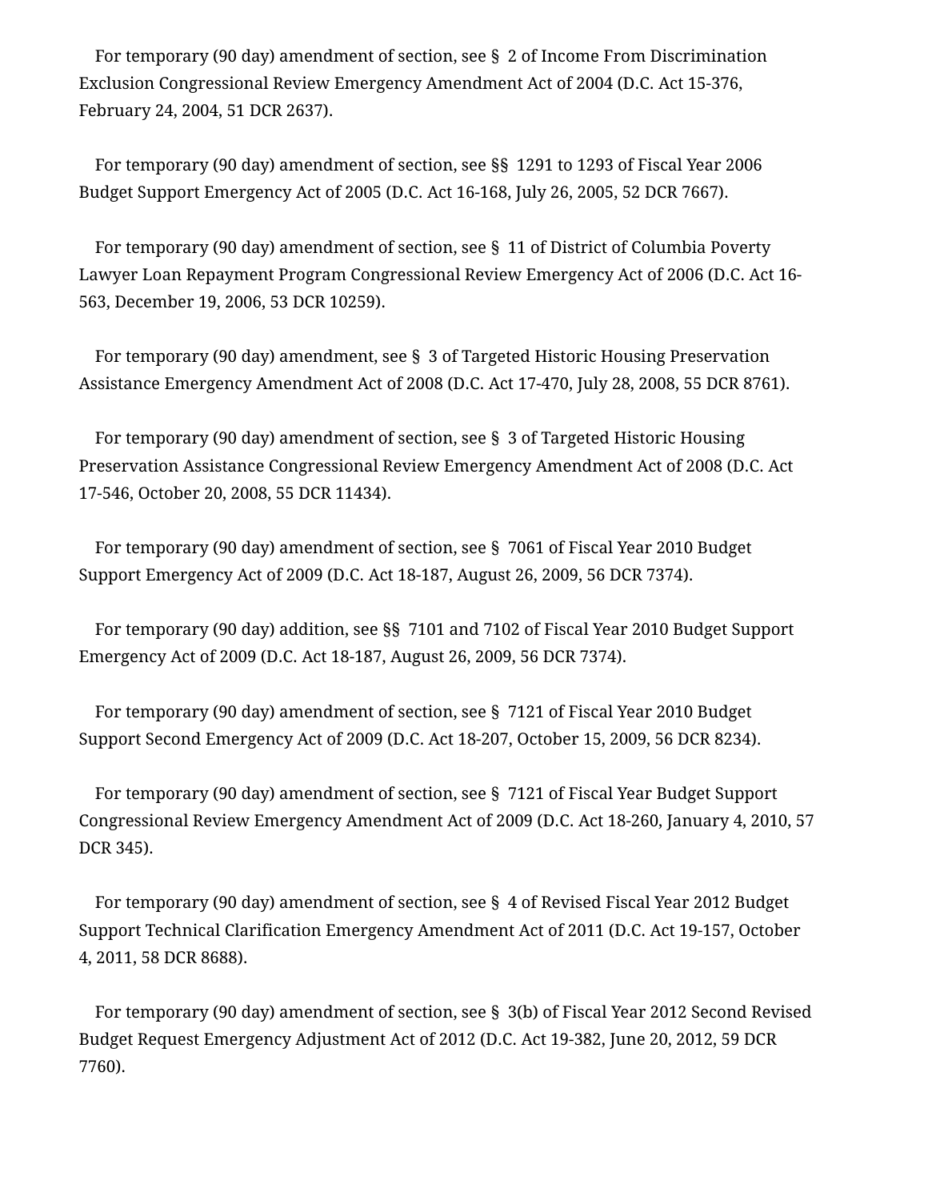For temporary (90 day) amendment of section, see § 2 of Income From Discrimination Exclusion Congressional Review Emergency Amendment Act of 2004 (D.C. Act 15-376, February 24, 2004, 51 DCR 2637).

For temporary (90 day) amendment of section, see §§ 1291 to 1293 of Fiscal Year 2006 Budget Support Emergency Act of 2005 (D.C. Act 16-168, July 26, 2005, 52 DCR 7667).

For temporary (90 day) amendment of section, see § 11 of District of Columbia Poverty Lawyer Loan Repayment Program Congressional Review Emergency Act of 2006 (D.C. Act 16-563, December 19, 2006, 53 DCR 10259).

For temporary (90 day) amendment, see § 3 of Targeted Historic Housing Preservation Assistance Emergency Amendment Act of 2008 (D.C. Act 17-470, July 28, 2008, 55 DCR 8761).

For temporary (90 day) amendment of section, see § 3 of Targeted Historic Housing Preservation Assistance Congressional Review Emergency Amendment Act of 2008 (D.C. Act 17-546, October 20, 2008, 55 DCR 11434).

For temporary (90 day) amendment of section, see § 7061 of Fiscal Year 2010 Budget Support Emergency Act of 2009 (D.C. Act 18-187, August 26, 2009, 56 DCR 7374).

For temporary (90 day) addition, see §§ 7101 and 7102 of Fiscal Year 2010 Budget Support Emergency Act of 2009 (D.C. Act 18-187, August 26, 2009, 56 DCR 7374).

For temporary (90 day) amendment of section, see § 7121 of Fiscal Year 2010 Budget Support Second Emergency Act of 2009 (D.C. Act 18-207, October 15, 2009, 56 DCR 8234).

For temporary (90 day) amendment of section, see § 7121 of Fiscal Year Budget Support Congressional Review Emergency Amendment Act of 2009 (D.C. Act 18-260, January 4, 2010, 57 DCR 345).

For temporary (90 day) amendment of section, see § 4 of Revised Fiscal Year 2012 Budget Support Technical Clarification Emergency Amendment Act of 2011 (D.C. Act 19-157, October 4, 2011, 58 DCR 8688).

For temporary (90 day) amendment of section, see § 3(b) of Fiscal Year 2012 Second Revised Budget Request Emergency Adjustment Act of 2012 (D.C. Act 19-382, June 20, 2012, 59 DCR 7760).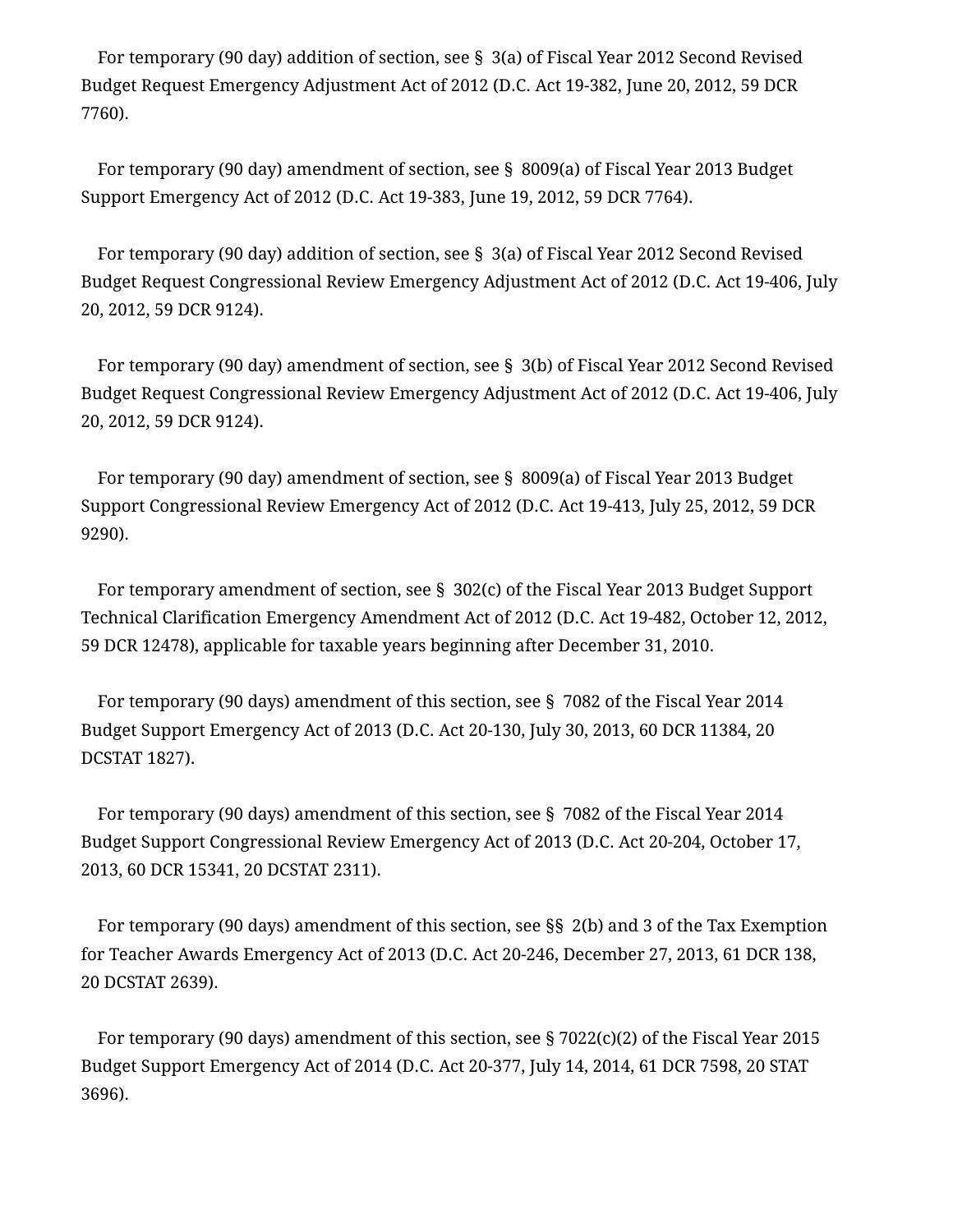For temporary (90 day) addition of section, see § 3(a) of Fiscal Year 2012 Second Revised Budget Request Emergency Adjustment Act of 2012 (D.C. Act 19-382, June 20, 2012, 59 DCR 7760).

For temporary (90 day) amendment of section, see § 8009(a) of Fiscal Year 2013 Budget Support Emergency Act of 2012 (D.C. Act 19-383, June 19, 2012, 59 DCR 7764).

For temporary (90 day) addition of section, see § 3(a) of Fiscal Year 2012 Second Revised Budget Request Congressional Review Emergency Adjustment Act of 2012 (D.C. Act 19-406, July 20, 2012, 59 DCR 9124).

For temporary (90 day) amendment of section, see § 3(b) of Fiscal Year 2012 Second Revised Budget Request Congressional Review Emergency Adjustment Act of 2012 (D.C. Act 19-406, July 20, 2012, 59 DCR 9124).

For temporary (90 day) amendment of section, see § 8009(a) of Fiscal Year 2013 Budget Support Congressional Review Emergency Act of 2012 (D.C. Act 19-413, July 25, 2012, 59 DCR 9290).

For temporary amendment of section, see § 302(c) of the Fiscal Year 2013 Budget Support Technical Clarification Emergency Amendment Act of 2012 (D.C. Act 19-482, October 12, 2012, 59 DCR 12478), applicable for taxable years beginning after December 31, 2010.

For temporary (90 days) amendment of this section, see § 7082 of the Fiscal Year 2014 Budget Support Emergency Act of 2013 (D.C. Act 20-130, July 30, 2013, 60 DCR 11384, 20 DCSTAT 1827).

For temporary (90 days) amendment of this section, see § 7082 of the Fiscal Year 2014 Budget Support Congressional Review Emergency Act of 2013 (D.C. Act 20-204, October 17, 2013, 60 DCR 15341, 20 DCSTAT 2311).

For temporary (90 days) amendment of this section, see §§ 2(b) and 3 of the Tax Exemption for Teacher Awards Emergency Act of 2013 (D.C. Act 20-246, December 27, 2013, 61 DCR 138, 20 DCSTAT 2639).

For temporary (90 days) amendment of this section, see § 7022(c)(2) of the Fiscal Year 2015 Budget Support Emergency Act of 2014 (D.C. Act 20-377, July 14, 2014, 61 DCR 7598, 20 STAT 3696).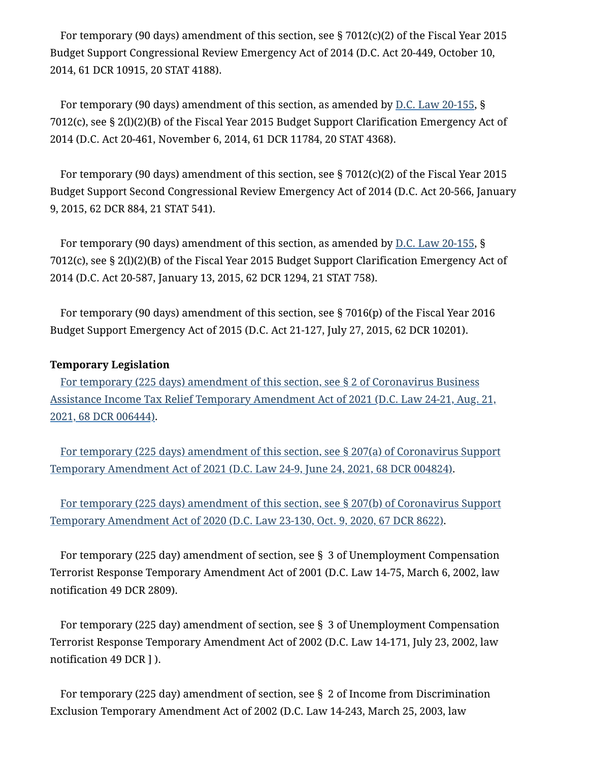For temporary (90 days) amendment of this section, see § 7012(c)(2) of the Fiscal Year 2015 Budget Support Congressional Review Emergency Act of 2014 (D.C. Act 20-449, October 10, 2014, 61 DCR 10915, 20 STAT 4188).

For temporary (90 days) amendment of this section, as amended by D.C. Law 20-155, § 7012(c), see § 2(l)(2)(B) of the Fiscal Year 2015 Budget Support Clarification Emergency Act of 2014 (D.C. Act 20-461, November 6, 2014, 61 DCR 11784, 20 STAT 4368).

For temporary (90 days) amendment of this section, see § 7012(c)(2) of the Fiscal Year 2015 Budget Support Second Congressional Review Emergency Act of 2014 (D.C. Act 20-566, January 9, 2015, 62 DCR 884, 21 STAT 541).

For temporary (90 days) amendment of this section, as amended by D.C. Law 20-155, § 7012(c), see § 2(l)(2)(B) of the Fiscal Year 2015 Budget Support Clarification Emergency Act of 2014 (D.C. Act 20-587, January 13, 2015, 62 DCR 1294, 21 STAT 758).

For temporary (90 days) amendment of this section, see § 7016(p) of the Fiscal Year 2016 Budget Support Emergency Act of 2015 (D.C. Act 21-127, July 27, 2015, 62 DCR 10201).

**Temporary Legislation**

For temporary (225 days) amendment of this section, see § 2 of Coronavirus Business Assistance Income Tax Relief Temporary Amendment Act of 2021 (D.C. Law 24-21, Aug. 21, 2021, 68 DCR 006444).

For temporary (225 days) amendment of this section, see § 207(a) of Coronavirus Support Temporary Amendment Act of 2021 (D.C. Law 24-9, June 24, 2021, 68 DCR 004824).

For temporary (225 days) amendment of this section, see § 207(b) of Coronavirus Support Temporary Amendment Act of 2020 (D.C. Law 23-130, Oct. 9, 2020, 67 DCR 8622).

For temporary (225 day) amendment of section, see § 3 of Unemployment Compensation Terrorist Response Temporary Amendment Act of 2001 (D.C. Law 14-75, March 6, 2002, law notification 49 DCR 2809).

For temporary (225 day) amendment of section, see § 3 of Unemployment Compensation Terrorist Response Temporary Amendment Act of 2002 (D.C. Law 14-171, July 23, 2002, law notification 49 DCR ] ).

For temporary (225 day) amendment of section, see § 2 of Income from Discrimination Exclusion Temporary Amendment Act of 2002 (D.C. Law 14-243, March 25, 2003, law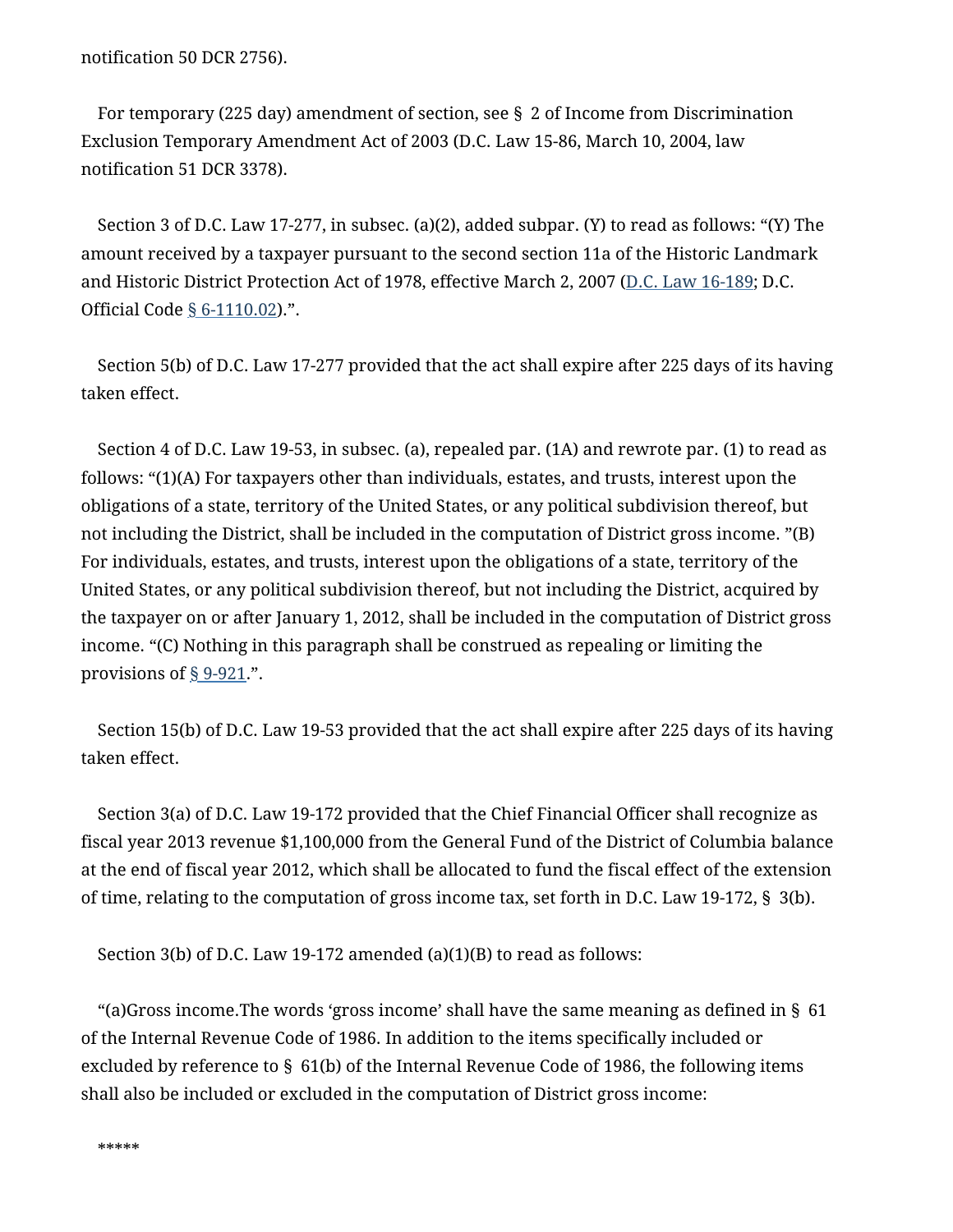notification 50 DCR 2756).

For temporary (225 day) amendment of section, see § 2 of Income from Discrimination Exclusion Temporary Amendment Act of 2003 (D.C. Law 15-86, March 10, 2004, law notification 51 DCR 3378).

Section 3 of D.C. Law 17-277, in subsec. (a)(2), added subpar. (Y) to read as follows: "(Y) The amount received by a taxpayer pursuant to the second section 11a of the Historic Landmark and Historic District Protection Act of 1978, effective March 2, 2007 (D.C. Law 16-189; D.C. Official Code § 6-1110.02).".

Section 5(b) of D.C. Law 17-277 provided that the act shall expire after 225 days of its having taken effect.

Section 4 of D.C. Law 19-53, in subsec. (a), repealed par. (1A) and rewrote par. (1) to read as follows: "(1)(A) For taxpayers other than individuals, estates, and trusts, interest upon the obligations of a state, territory of the United States, or any political subdivision thereof, but not including the District, shall be included in the computation of District gross income. "(B) For individuals, estates, and trusts, interest upon the obligations of a state, territory of the United States, or any political subdivision thereof, but not including the District, acquired by the taxpayer on or after January 1, 2012, shall be included in the computation of District gross income. "(C) Nothing in this paragraph shall be construed as repealing or limiting the provisions of § 9-921.".

Section 15(b) of D.C. Law 19-53 provided that the act shall expire after 225 days of its having taken effect.

Section 3(a) of D.C. Law 19-172 provided that the Chief Financial Officer shall recognize as fiscal year 2013 revenue $1,100,000 from the General Fund of the District of Columbia balance at the end of fiscal year 2012, which shall be allocated to fund the fiscal effect of the extension of time, relating to the computation of gross income tax, set forth in D.C. Law 19-172, § 3(b).

Section 3(b) of D.C. Law 19-172 amended (a)(1)(B) to read as follows:

"(a)Gross income.The words 'gross income' shall have the same meaning as defined in § 61 of the Internal Revenue Code of 1986. In addition to the items specifically included or excluded by reference to § 61(b) of the Internal Revenue Code of 1986, the following items shall also be included or excluded in the computation of District gross income:

*****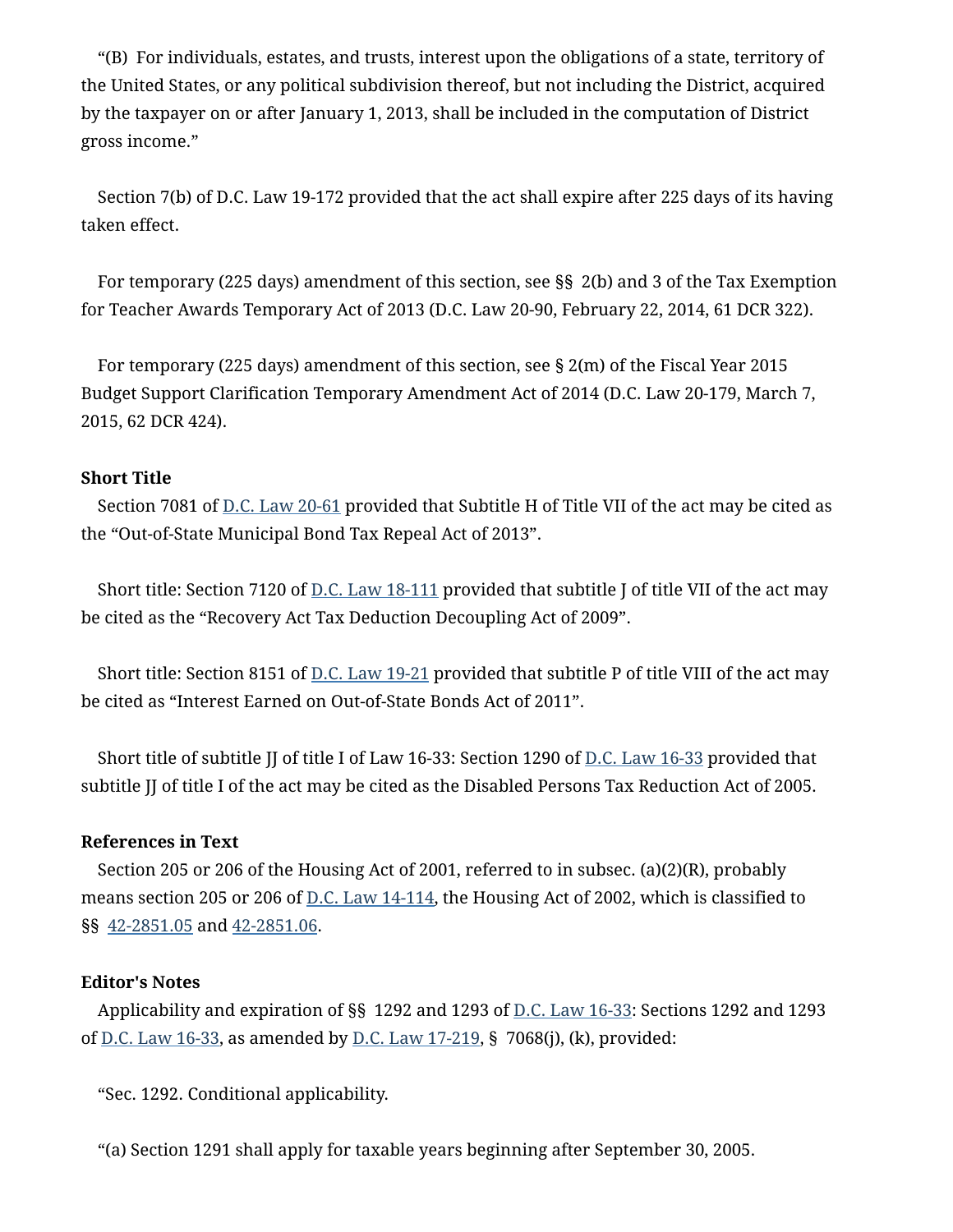"(B) For individuals, estates, and trusts, interest upon the obligations of a state, territory of the United States, or any political subdivision thereof, but not including the District, acquired by the taxpayer on or after January 1, 2013, shall be included in the computation of District gross income."

Section 7(b) of D.C. Law 19-172 provided that the act shall expire after 225 days of its having taken effect.

For temporary (225 days) amendment of this section, see §§ 2(b) and 3 of the Tax Exemption for Teacher Awards Temporary Act of 2013 (D.C. Law 20-90, February 22, 2014, 61 DCR 322).

For temporary (225 days) amendment of this section, see § 2(m) of the Fiscal Year 2015 Budget Support Clarification Temporary Amendment Act of 2014 (D.C. Law 20-179, March 7, 2015, 62 DCR 424).

**Short Title**

Section 7081 of D.C. Law 20-61 provided that Subtitle H of Title VII of the act may be cited as the "Out-of-State Municipal Bond Tax Repeal Act of 2013".

Short title: Section 7120 of D.C. Law 18-111 provided that subtitle J of title VII of the act may be cited as the "Recovery Act Tax Deduction Decoupling Act of 2009".

Short title: Section 8151 of D.C. Law 19-21 provided that subtitle P of title VIII of the act may be cited as "Interest Earned on Out-of-State Bonds Act of 2011".

Short title of subtitle JJ of title I of Law 16-33: Section 1290 of D.C. Law 16-33 provided that subtitle JJ of title I of the act may be cited as the Disabled Persons Tax Reduction Act of 2005.

**References in Text**

Section 205 or 206 of the Housing Act of 2001, referred to in subsec. (a)(2)(R), probably means section 205 or 206 of D.C. Law 14-114, the Housing Act of 2002, which is classified to §§ 42-2851.05 and 42-2851.06.

**Editor's Notes**

Applicability and expiration of §§ 1292 and 1293 of D.C. Law 16-33: Sections 1292 and 1293 of D.C. Law 16-33, as amended by D.C. Law 17-219, § 7068(j), (k), provided:

"Sec. 1292. Conditional applicability.

"(a) Section 1291 shall apply for taxable years beginning after September 30, 2005.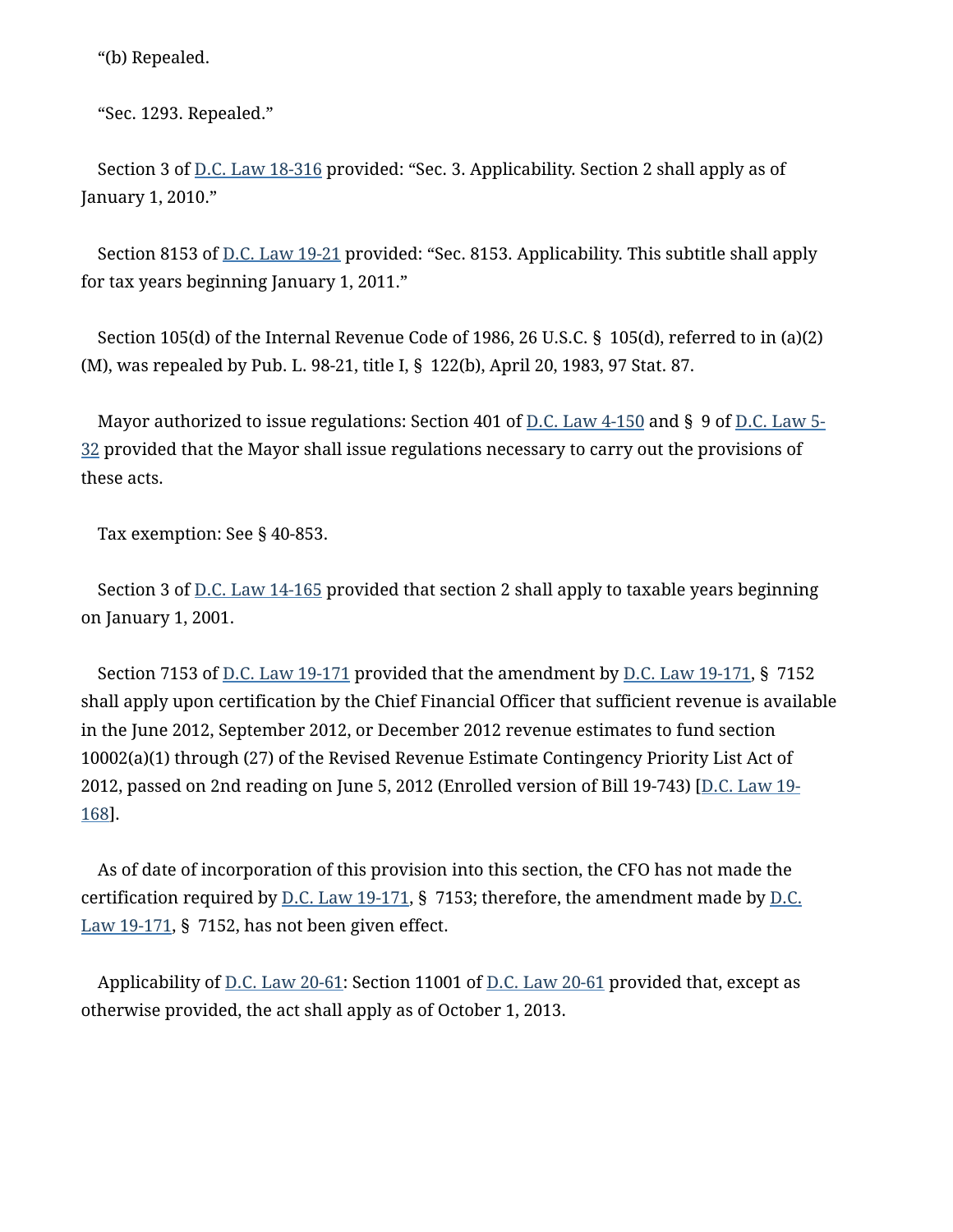“(b) Repealed.

“Sec. 1293. Repealed.”

Section 3 of D.C. Law 18-316 provided: “Sec. 3. Applicability. Section 2 shall apply as of January 1, 2010.”

Section 8153 of D.C. Law 19-21 provided: “Sec. 8153. Applicability. This subtitle shall apply for tax years beginning January 1, 2011.”

Section 105(d) of the Internal Revenue Code of 1986, 26 U.S.C. § 105(d), referred to in (a)(2)(M), was repealed by Pub. L. 98-21, title I, § 122(b), April 20, 1983, 97 Stat. 87.

Mayor authorized to issue regulations: Section 401 of D.C. Law 4-150 and § 9 of D.C. Law 5-32 provided that the Mayor shall issue regulations necessary to carry out the provisions of these acts.

Tax exemption: See § 40-853.

Section 3 of D.C. Law 14-165 provided that section 2 shall apply to taxable years beginning on January 1, 2001.

Section 7153 of D.C. Law 19-171 provided that the amendment by D.C. Law 19-171, § 7152 shall apply upon certification by the Chief Financial Officer that sufficient revenue is available in the June 2012, September 2012, or December 2012 revenue estimates to fund section 10002(a)(1) through (27) of the Revised Revenue Estimate Contingency Priority List Act of 2012, passed on 2nd reading on June 5, 2012 (Enrolled version of Bill 19-743) [D.C. Law 19-168].

As of date of incorporation of this provision into this section, the CFO has not made the certification required by D.C. Law 19-171, § 7153; therefore, the amendment made by D.C. Law 19-171, § 7152, has not been given effect.

Applicability of D.C. Law 20-61: Section 11001 of D.C. Law 20-61 provided that, except as otherwise provided, the act shall apply as of October 1, 2013.